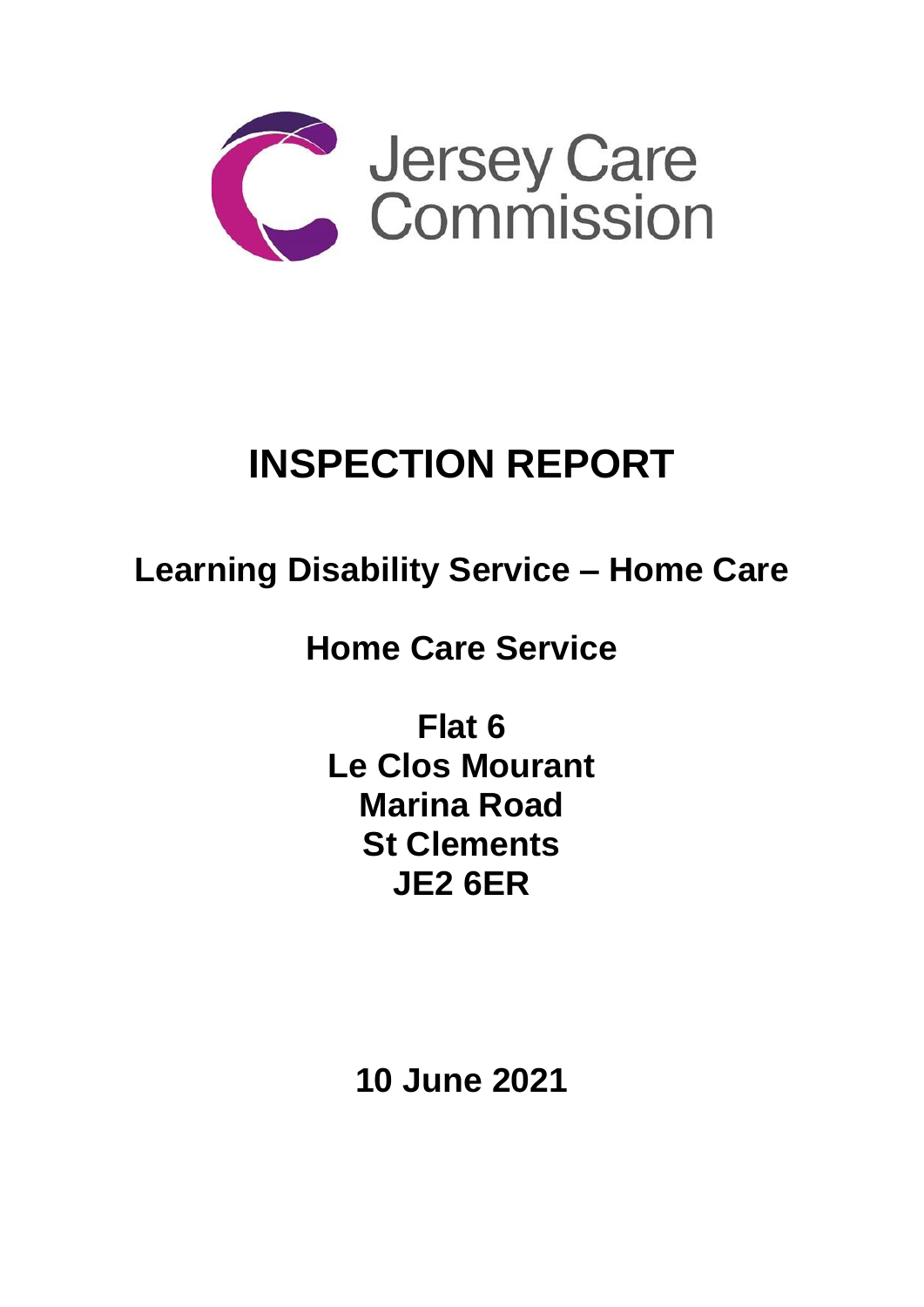Jersey Care Commission

# INSPECTION REPORT

## Learning Disability Service – Home Care

## Home Care Service

**Flat 6**
**Le Clos Mourant**
**Marina Road**
**St Clements**
**JE2 6ER**

**10 June 2021**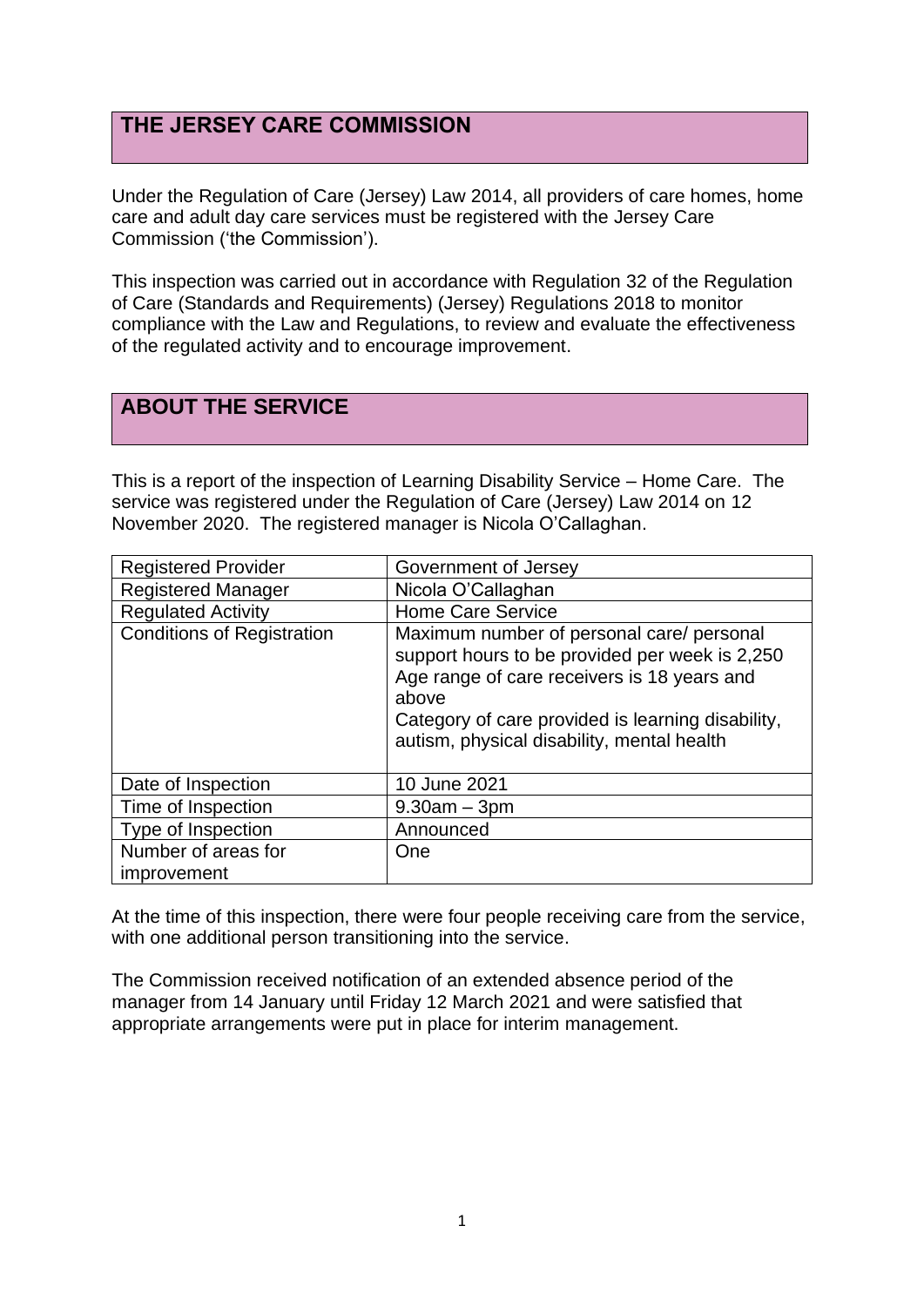## THE JERSEY CARE COMMISSION

Under the Regulation of Care (Jersey) Law 2014, all providers of care homes, home care and adult day care services must be registered with the Jersey Care Commission ('the Commission').

This inspection was carried out in accordance with Regulation 32 of the Regulation of Care (Standards and Requirements) (Jersey) Regulations 2018 to monitor compliance with the Law and Regulations, to review and evaluate the effectiveness of the regulated activity and to encourage improvement.

## ABOUT THE SERVICE

This is a report of the inspection of Learning Disability Service – Home Care. The service was registered under the Regulation of Care (Jersey) Law 2014 on 12 November 2020. The registered manager is Nicola O'Callaghan.

| | |
|---|---|
| Registered Provider | Government of Jersey |
| Registered Manager | Nicola O'Callaghan |
| Regulated Activity | Home Care Service |
| Conditions of Registration | Maximum number of personal care/ personal support hours to be provided per week is 2,250<br>Age range of care receivers is 18 years and above<br>Category of care provided is learning disability, autism, physical disability, mental health |
| Date of Inspection | 10 June 2021 |
| Time of Inspection | 9.30am – 3pm |
| Type of Inspection | Announced |
| Number of areas for improvement | One |

At the time of this inspection, there were four people receiving care from the service, with one additional person transitioning into the service.

The Commission received notification of an extended absence period of the manager from 14 January until Friday 12 March 2021 and were satisfied that appropriate arrangements were put in place for interim management.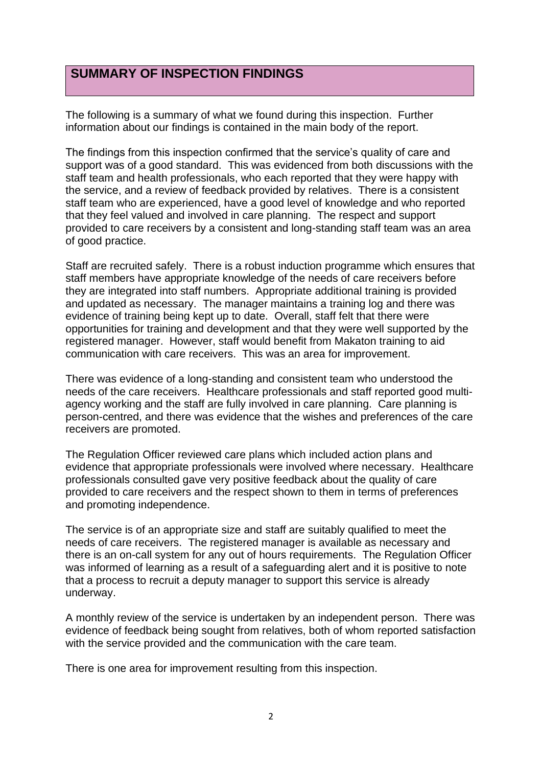## SUMMARY OF INSPECTION FINDINGS

The following is a summary of what we found during this inspection. Further information about our findings is contained in the main body of the report.

The findings from this inspection confirmed that the service's quality of care and support was of a good standard. This was evidenced from both discussions with the staff team and health professionals, who each reported that they were happy with the service, and a review of feedback provided by relatives. There is a consistent staff team who are experienced, have a good level of knowledge and who reported that they feel valued and involved in care planning. The respect and support provided to care receivers by a consistent and long-standing staff team was an area of good practice.

Staff are recruited safely. There is a robust induction programme which ensures that staff members have appropriate knowledge of the needs of care receivers before they are integrated into staff numbers. Appropriate additional training is provided and updated as necessary. The manager maintains a training log and there was evidence of training being kept up to date. Overall, staff felt that there were opportunities for training and development and that they were well supported by the registered manager. However, staff would benefit from Makaton training to aid communication with care receivers. This was an area for improvement.

There was evidence of a long-standing and consistent team who understood the needs of the care receivers. Healthcare professionals and staff reported good multi-agency working and the staff are fully involved in care planning. Care planning is person-centred, and there was evidence that the wishes and preferences of the care receivers are promoted.

The Regulation Officer reviewed care plans which included action plans and evidence that appropriate professionals were involved where necessary. Healthcare professionals consulted gave very positive feedback about the quality of care provided to care receivers and the respect shown to them in terms of preferences and promoting independence.

The service is of an appropriate size and staff are suitably qualified to meet the needs of care receivers. The registered manager is available as necessary and there is an on-call system for any out of hours requirements. The Regulation Officer was informed of learning as a result of a safeguarding alert and it is positive to note that a process to recruit a deputy manager to support this service is already underway.

A monthly review of the service is undertaken by an independent person. There was evidence of feedback being sought from relatives, both of whom reported satisfaction with the service provided and the communication with the care team.

There is one area for improvement resulting from this inspection.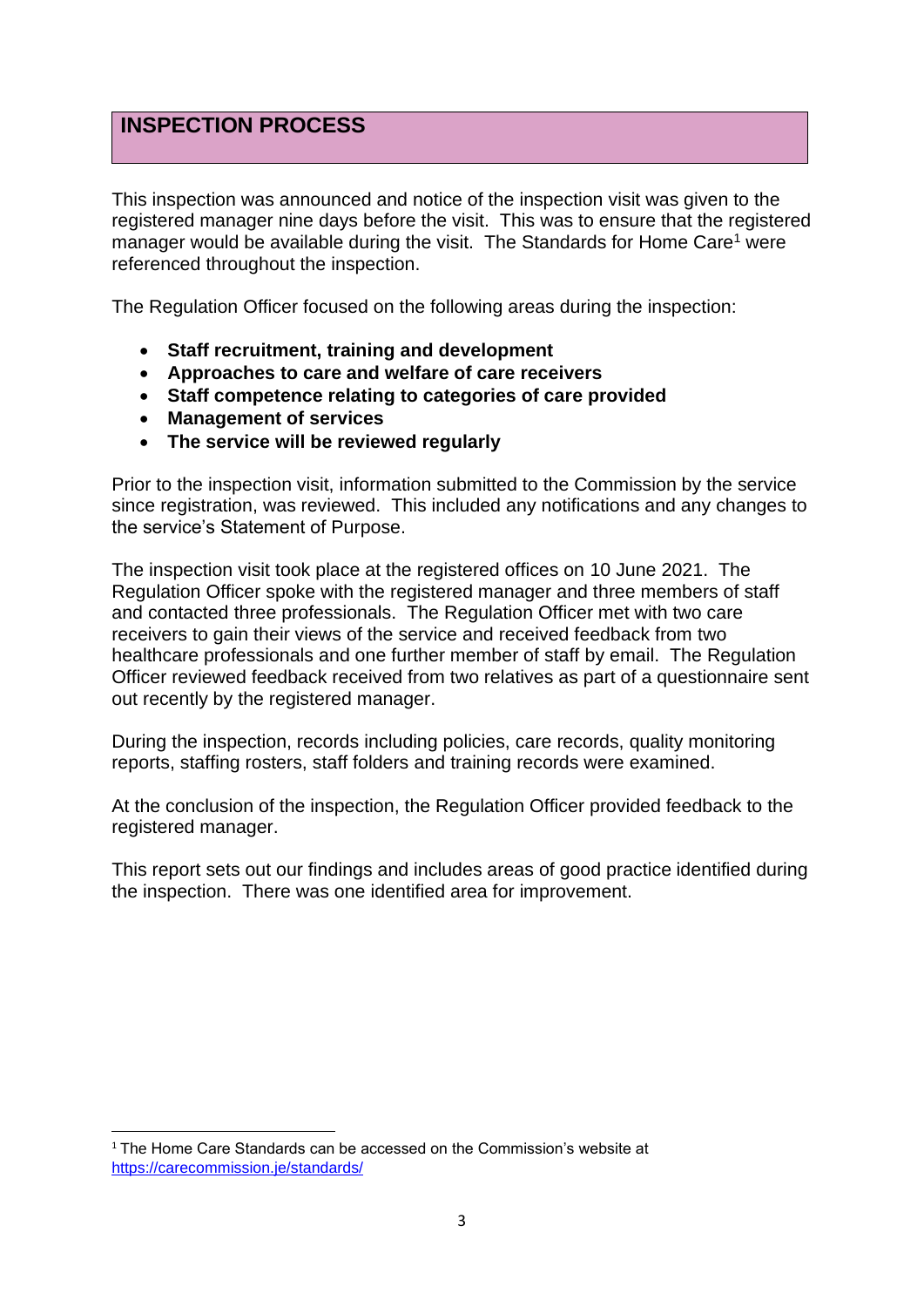## INSPECTION PROCESS

This inspection was announced and notice of the inspection visit was given to the registered manager nine days before the visit. This was to ensure that the registered manager would be available during the visit. The Standards for Home Care[1] were referenced throughout the inspection.

The Regulation Officer focused on the following areas during the inspection:

- **Staff recruitment, training and development**
- **Approaches to care and welfare of care receivers**
- **Staff competence relating to categories of care provided**
- **Management of services**
- **The service will be reviewed regularly**

Prior to the inspection visit, information submitted to the Commission by the service since registration, was reviewed. This included any notifications and any changes to the service's Statement of Purpose.

The inspection visit took place at the registered offices on 10 June 2021. The Regulation Officer spoke with the registered manager and three members of staff and contacted three professionals. The Regulation Officer met with two care receivers to gain their views of the service and received feedback from two healthcare professionals and one further member of staff by email. The Regulation Officer reviewed feedback received from two relatives as part of a questionnaire sent out recently by the registered manager.

During the inspection, records including policies, care records, quality monitoring reports, staffing rosters, staff folders and training records were examined.

At the conclusion of the inspection, the Regulation Officer provided feedback to the registered manager.

This report sets out our findings and includes areas of good practice identified during the inspection. There was one identified area for improvement.

[1] The Home Care Standards can be accessed on the Commission's website at https://carecommission.je/standards/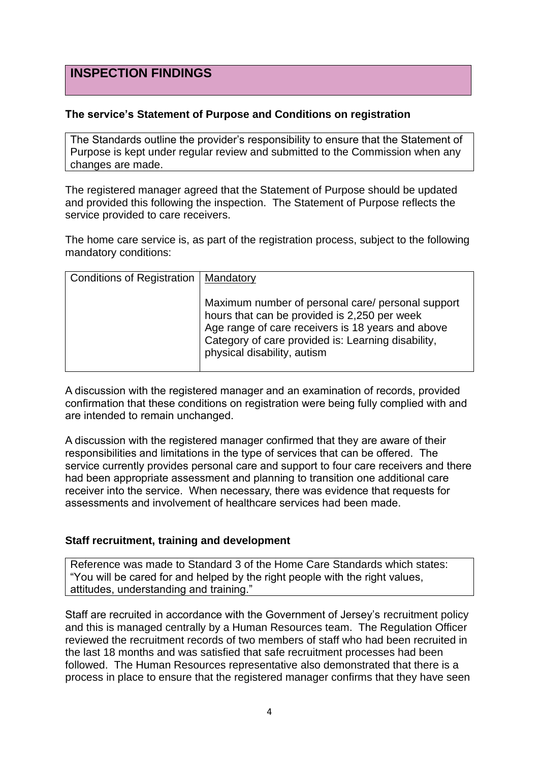# INSPECTION FINDINGS

### The service's Statement of Purpose and Conditions on registration

The Standards outline the provider's responsibility to ensure that the Statement of Purpose is kept under regular review and submitted to the Commission when any changes are made.

The registered manager agreed that the Statement of Purpose should be updated and provided this following the inspection. The Statement of Purpose reflects the service provided to care receivers.

The home care service is, as part of the registration process, subject to the following mandatory conditions:

| Conditions of Registration | Mandatory<br><br>Maximum number of personal care/ personal support hours that can be provided is 2,250 per week<br>Age range of care receivers is 18 years and above<br>Category of care provided is: Learning disability, physical disability, autism |
|---|---|

A discussion with the registered manager and an examination of records, provided confirmation that these conditions on registration were being fully complied with and are intended to remain unchanged.

A discussion with the registered manager confirmed that they are aware of their responsibilities and limitations in the type of services that can be offered. The service currently provides personal care and support to four care receivers and there had been appropriate assessment and planning to transition one additional care receiver into the service. When necessary, there was evidence that requests for assessments and involvement of healthcare services had been made.

### Staff recruitment, training and development

Reference was made to Standard 3 of the Home Care Standards which states: "You will be cared for and helped by the right people with the right values, attitudes, understanding and training."

Staff are recruited in accordance with the Government of Jersey's recruitment policy and this is managed centrally by a Human Resources team. The Regulation Officer reviewed the recruitment records of two members of staff who had been recruited in the last 18 months and was satisfied that safe recruitment processes had been followed. The Human Resources representative also demonstrated that there is a process in place to ensure that the registered manager confirms that they have seen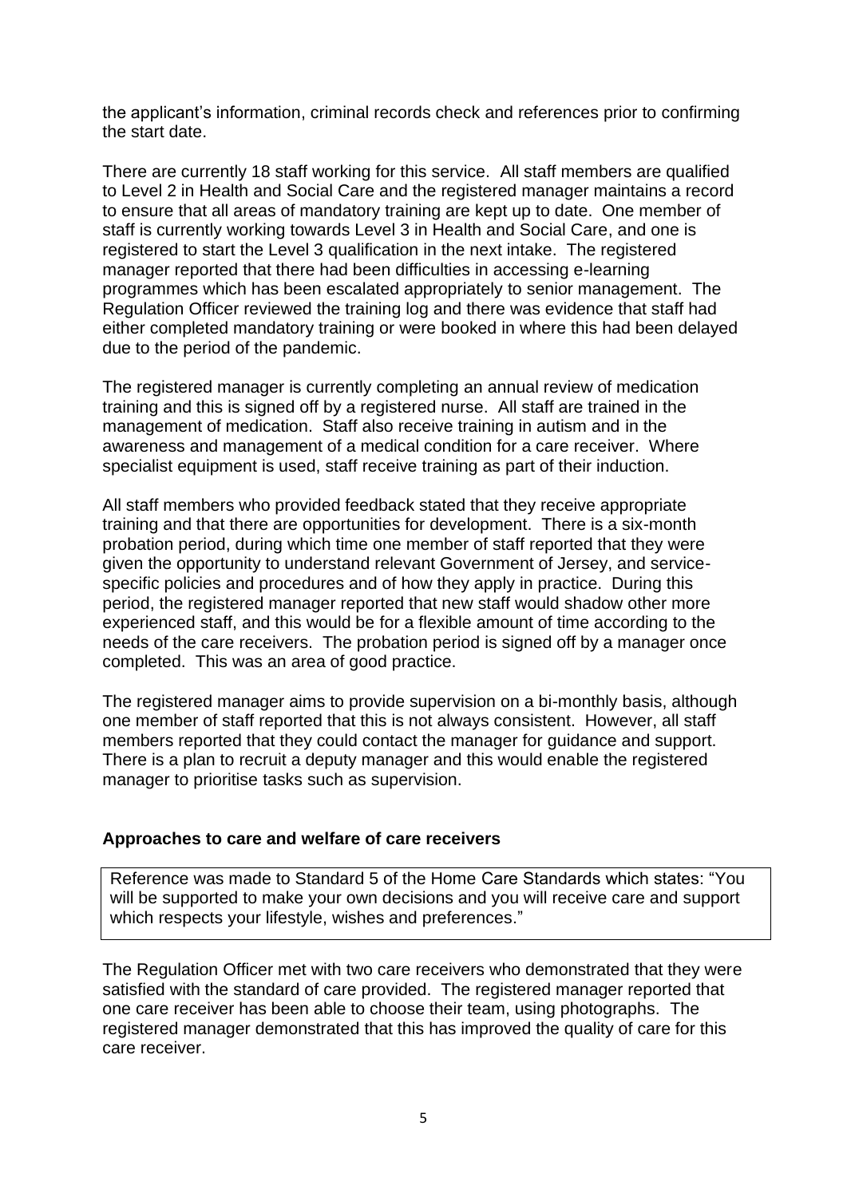the applicant's information, criminal records check and references prior to confirming the start date.

There are currently 18 staff working for this service. All staff members are qualified to Level 2 in Health and Social Care and the registered manager maintains a record to ensure that all areas of mandatory training are kept up to date. One member of staff is currently working towards Level 3 in Health and Social Care, and one is registered to start the Level 3 qualification in the next intake. The registered manager reported that there had been difficulties in accessing e-learning programmes which has been escalated appropriately to senior management. The Regulation Officer reviewed the training log and there was evidence that staff had either completed mandatory training or were booked in where this had been delayed due to the period of the pandemic.

The registered manager is currently completing an annual review of medication training and this is signed off by a registered nurse. All staff are trained in the management of medication. Staff also receive training in autism and in the awareness and management of a medical condition for a care receiver. Where specialist equipment is used, staff receive training as part of their induction.

All staff members who provided feedback stated that they receive appropriate training and that there are opportunities for development. There is a six-month probation period, during which time one member of staff reported that they were given the opportunity to understand relevant Government of Jersey, and service-specific policies and procedures and of how they apply in practice. During this period, the registered manager reported that new staff would shadow other more experienced staff, and this would be for a flexible amount of time according to the needs of the care receivers. The probation period is signed off by a manager once completed. This was an area of good practice.

The registered manager aims to provide supervision on a bi-monthly basis, although one member of staff reported that this is not always consistent. However, all staff members reported that they could contact the manager for guidance and support. There is a plan to recruit a deputy manager and this would enable the registered manager to prioritise tasks such as supervision.

### Approaches to care and welfare of care receivers

Reference was made to Standard 5 of the Home Care Standards which states: "You will be supported to make your own decisions and you will receive care and support which respects your lifestyle, wishes and preferences."

The Regulation Officer met with two care receivers who demonstrated that they were satisfied with the standard of care provided. The registered manager reported that one care receiver has been able to choose their team, using photographs. The registered manager demonstrated that this has improved the quality of care for this care receiver.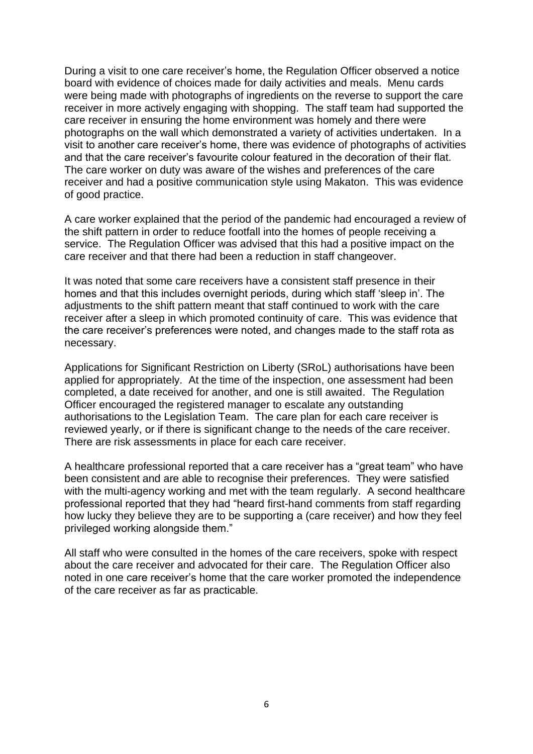During a visit to one care receiver's home, the Regulation Officer observed a notice board with evidence of choices made for daily activities and meals. Menu cards were being made with photographs of ingredients on the reverse to support the care receiver in more actively engaging with shopping. The staff team had supported the care receiver in ensuring the home environment was homely and there were photographs on the wall which demonstrated a variety of activities undertaken. In a visit to another care receiver's home, there was evidence of photographs of activities and that the care receiver's favourite colour featured in the decoration of their flat. The care worker on duty was aware of the wishes and preferences of the care receiver and had a positive communication style using Makaton. This was evidence of good practice.

A care worker explained that the period of the pandemic had encouraged a review of the shift pattern in order to reduce footfall into the homes of people receiving a service. The Regulation Officer was advised that this had a positive impact on the care receiver and that there had been a reduction in staff changeover.

It was noted that some care receivers have a consistent staff presence in their homes and that this includes overnight periods, during which staff 'sleep in'. The adjustments to the shift pattern meant that staff continued to work with the care receiver after a sleep in which promoted continuity of care. This was evidence that the care receiver's preferences were noted, and changes made to the staff rota as necessary.

Applications for Significant Restriction on Liberty (SRoL) authorisations have been applied for appropriately. At the time of the inspection, one assessment had been completed, a date received for another, and one is still awaited. The Regulation Officer encouraged the registered manager to escalate any outstanding authorisations to the Legislation Team. The care plan for each care receiver is reviewed yearly, or if there is significant change to the needs of the care receiver. There are risk assessments in place for each care receiver.

A healthcare professional reported that a care receiver has a "great team" who have been consistent and are able to recognise their preferences. They were satisfied with the multi-agency working and met with the team regularly. A second healthcare professional reported that they had "heard first-hand comments from staff regarding how lucky they believe they are to be supporting a (care receiver) and how they feel privileged working alongside them."

All staff who were consulted in the homes of the care receivers, spoke with respect about the care receiver and advocated for their care. The Regulation Officer also noted in one care receiver's home that the care worker promoted the independence of the care receiver as far as practicable.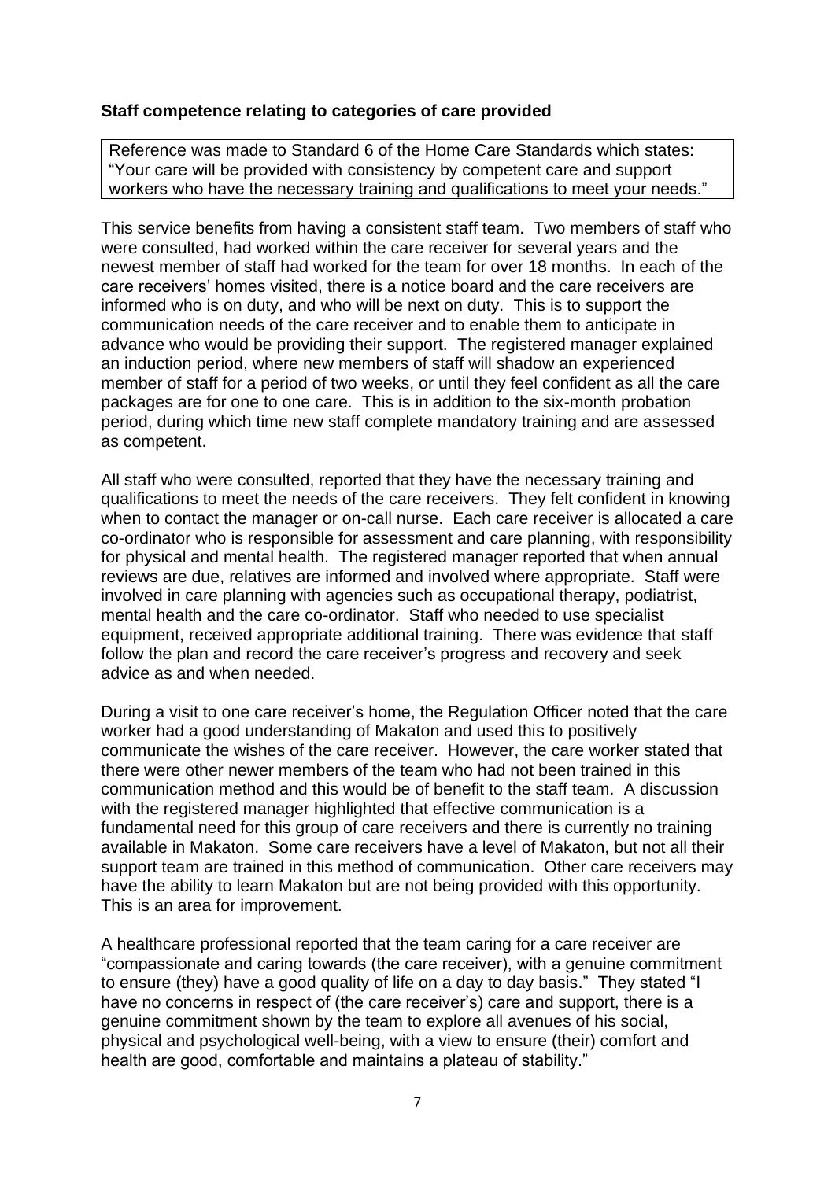### Staff competence relating to categories of care provided

Reference was made to Standard 6 of the Home Care Standards which states: "Your care will be provided with consistency by competent care and support workers who have the necessary training and qualifications to meet your needs."

This service benefits from having a consistent staff team. Two members of staff who were consulted, had worked within the care receiver for several years and the newest member of staff had worked for the team for over 18 months. In each of the care receivers' homes visited, there is a notice board and the care receivers are informed who is on duty, and who will be next on duty. This is to support the communication needs of the care receiver and to enable them to anticipate in advance who would be providing their support. The registered manager explained an induction period, where new members of staff will shadow an experienced member of staff for a period of two weeks, or until they feel confident as all the care packages are for one to one care. This is in addition to the six-month probation period, during which time new staff complete mandatory training and are assessed as competent.

All staff who were consulted, reported that they have the necessary training and qualifications to meet the needs of the care receivers. They felt confident in knowing when to contact the manager or on-call nurse. Each care receiver is allocated a care co-ordinator who is responsible for assessment and care planning, with responsibility for physical and mental health. The registered manager reported that when annual reviews are due, relatives are informed and involved where appropriate. Staff were involved in care planning with agencies such as occupational therapy, podiatrist, mental health and the care co-ordinator. Staff who needed to use specialist equipment, received appropriate additional training. There was evidence that staff follow the plan and record the care receiver's progress and recovery and seek advice as and when needed.

During a visit to one care receiver's home, the Regulation Officer noted that the care worker had a good understanding of Makaton and used this to positively communicate the wishes of the care receiver. However, the care worker stated that there were other newer members of the team who had not been trained in this communication method and this would be of benefit to the staff team. A discussion with the registered manager highlighted that effective communication is a fundamental need for this group of care receivers and there is currently no training available in Makaton. Some care receivers have a level of Makaton, but not all their support team are trained in this method of communication. Other care receivers may have the ability to learn Makaton but are not being provided with this opportunity. This is an area for improvement.

A healthcare professional reported that the team caring for a care receiver are "compassionate and caring towards (the care receiver), with a genuine commitment to ensure (they) have a good quality of life on a day to day basis." They stated "I have no concerns in respect of (the care receiver's) care and support, there is a genuine commitment shown by the team to explore all avenues of his social, physical and psychological well-being, with a view to ensure (their) comfort and health are good, comfortable and maintains a plateau of stability."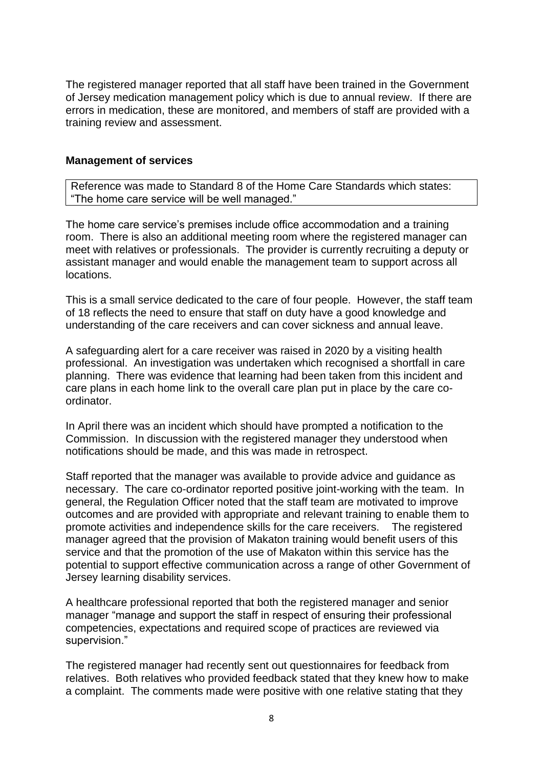The registered manager reported that all staff have been trained in the Government of Jersey medication management policy which is due to annual review. If there are errors in medication, these are monitored, and members of staff are provided with a training review and assessment.

**Management of services**

| Reference was made to Standard 8 of the Home Care Standards which states: "The home care service will be well managed." |
|---|

The home care service's premises include office accommodation and a training room. There is also an additional meeting room where the registered manager can meet with relatives or professionals. The provider is currently recruiting a deputy or assistant manager and would enable the management team to support across all locations.

This is a small service dedicated to the care of four people. However, the staff team of 18 reflects the need to ensure that staff on duty have a good knowledge and understanding of the care receivers and can cover sickness and annual leave.

A safeguarding alert for a care receiver was raised in 2020 by a visiting health professional. An investigation was undertaken which recognised a shortfall in care planning. There was evidence that learning had been taken from this incident and care plans in each home link to the overall care plan put in place by the care co-ordinator.

In April there was an incident which should have prompted a notification to the Commission. In discussion with the registered manager they understood when notifications should be made, and this was made in retrospect.

Staff reported that the manager was available to provide advice and guidance as necessary. The care co-ordinator reported positive joint-working with the team. In general, the Regulation Officer noted that the staff team are motivated to improve outcomes and are provided with appropriate and relevant training to enable them to promote activities and independence skills for the care receivers. The registered manager agreed that the provision of Makaton training would benefit users of this service and that the promotion of the use of Makaton within this service has the potential to support effective communication across a range of other Government of Jersey learning disability services.

A healthcare professional reported that both the registered manager and senior manager "manage and support the staff in respect of ensuring their professional competencies, expectations and required scope of practices are reviewed via supervision."

The registered manager had recently sent out questionnaires for feedback from relatives. Both relatives who provided feedback stated that they knew how to make a complaint. The comments made were positive with one relative stating that they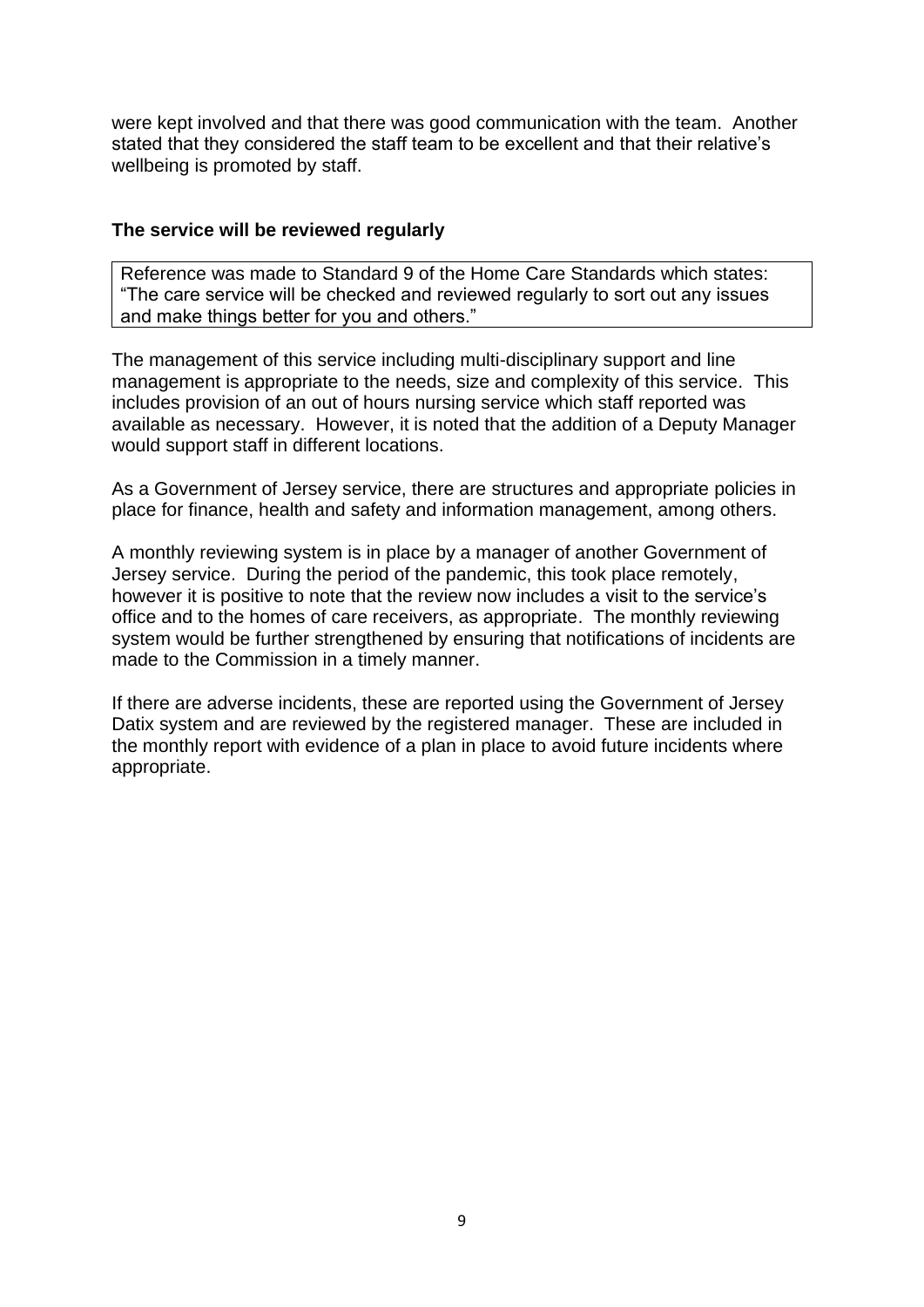were kept involved and that there was good communication with the team. Another stated that they considered the staff team to be excellent and that their relative's wellbeing is promoted by staff.

### The service will be reviewed regularly

| Reference was made to Standard 9 of the Home Care Standards which states: "The care service will be checked and reviewed regularly to sort out any issues and make things better for you and others." |
|---|

The management of this service including multi-disciplinary support and line management is appropriate to the needs, size and complexity of this service. This includes provision of an out of hours nursing service which staff reported was available as necessary. However, it is noted that the addition of a Deputy Manager would support staff in different locations.

As a Government of Jersey service, there are structures and appropriate policies in place for finance, health and safety and information management, among others.

A monthly reviewing system is in place by a manager of another Government of Jersey service. During the period of the pandemic, this took place remotely, however it is positive to note that the review now includes a visit to the service's office and to the homes of care receivers, as appropriate. The monthly reviewing system would be further strengthened by ensuring that notifications of incidents are made to the Commission in a timely manner.

If there are adverse incidents, these are reported using the Government of Jersey Datix system and are reviewed by the registered manager. These are included in the monthly report with evidence of a plan in place to avoid future incidents where appropriate.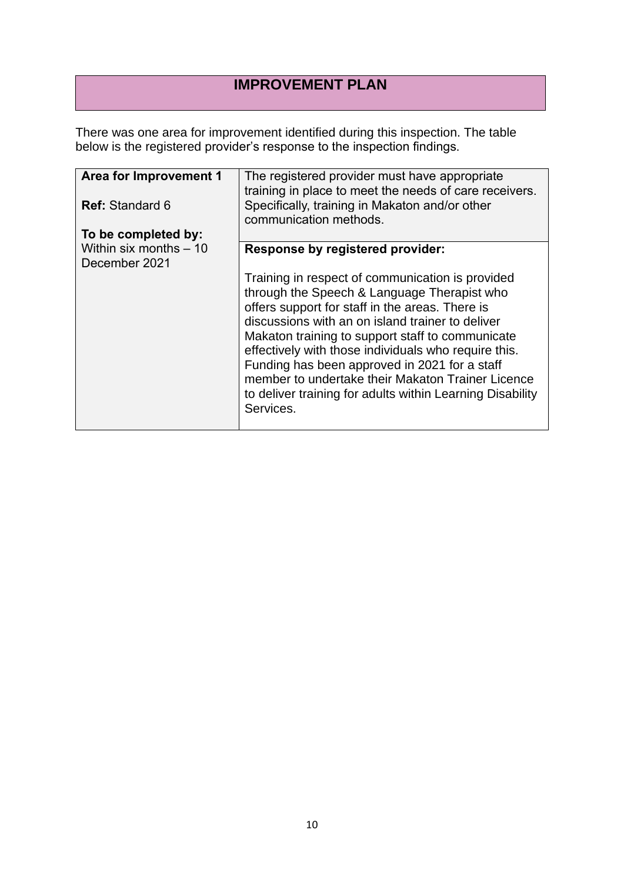## IMPROVEMENT PLAN

There was one area for improvement identified during this inspection. The table below is the registered provider's response to the inspection findings.

| | |
|---|---|
| **Area for Improvement 1**<br><br>**Ref:** Standard 6<br><br>**To be completed by:**<br>Within six months – 10 December 2021 | The registered provider must have appropriate training in place to meet the needs of care receivers. Specifically, training in Makaton and/or other communication methods. |
| | **Response by registered provider:**<br><br>Training in respect of communication is provided through the Speech & Language Therapist who offers support for staff in the areas. There is discussions with an on island trainer to deliver Makaton training to support staff to communicate effectively with those individuals who require this. Funding has been approved in 2021 for a staff member to undertake their Makaton Trainer Licence to deliver training for adults within Learning Disability Services. |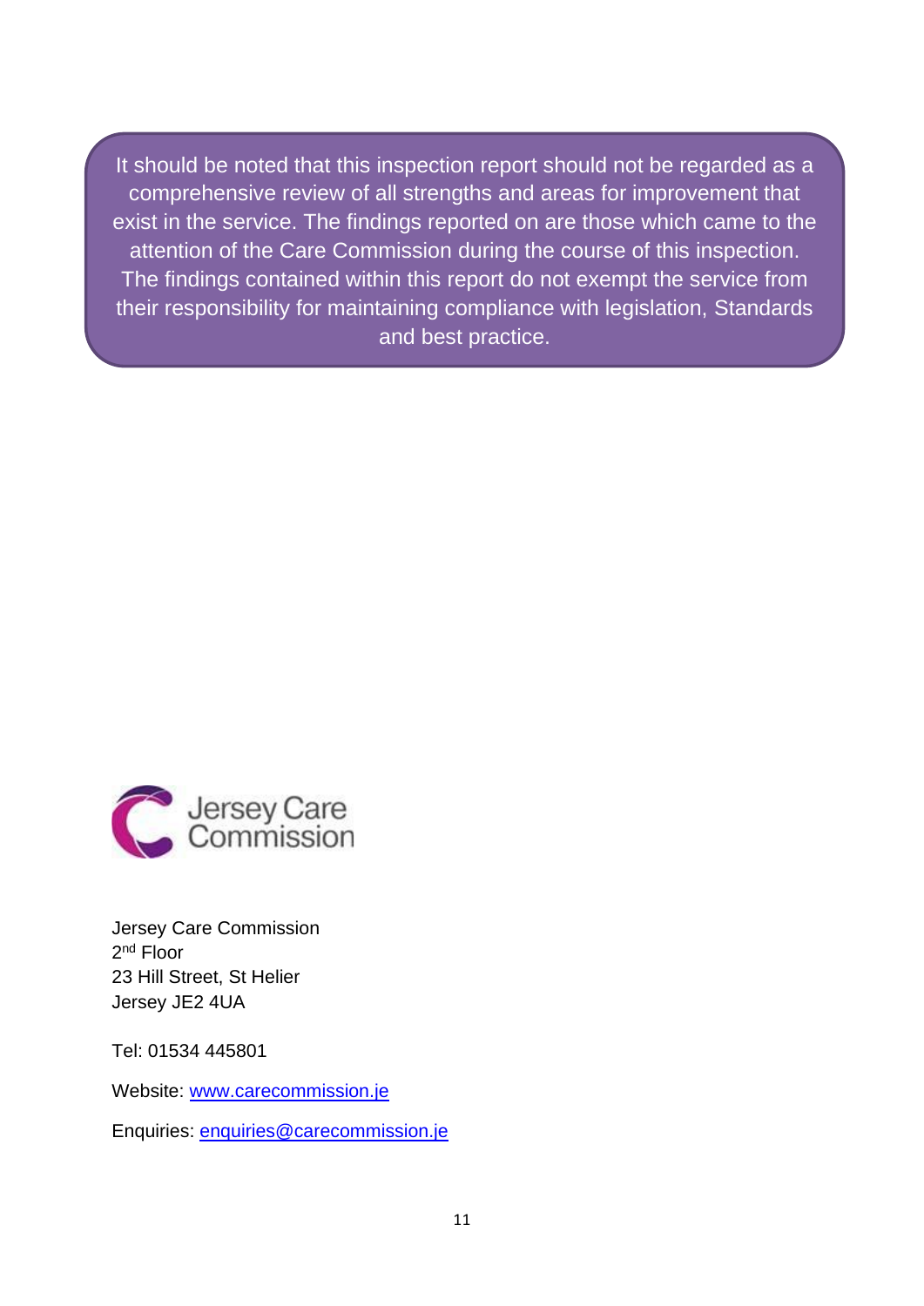It should be noted that this inspection report should not be regarded as a comprehensive review of all strengths and areas for improvement that exist in the service. The findings reported on are those which came to the attention of the Care Commission during the course of this inspection. The findings contained within this report do not exempt the service from their responsibility for maintaining compliance with legislation, Standards and best practice.

Jersey Care Commission

Jersey Care Commission
2nd Floor
23 Hill Street, St Helier
Jersey JE2 4UA

Tel: 01534 445801

Website: www.carecommission.je

Enquiries: enquiries@carecommission.je